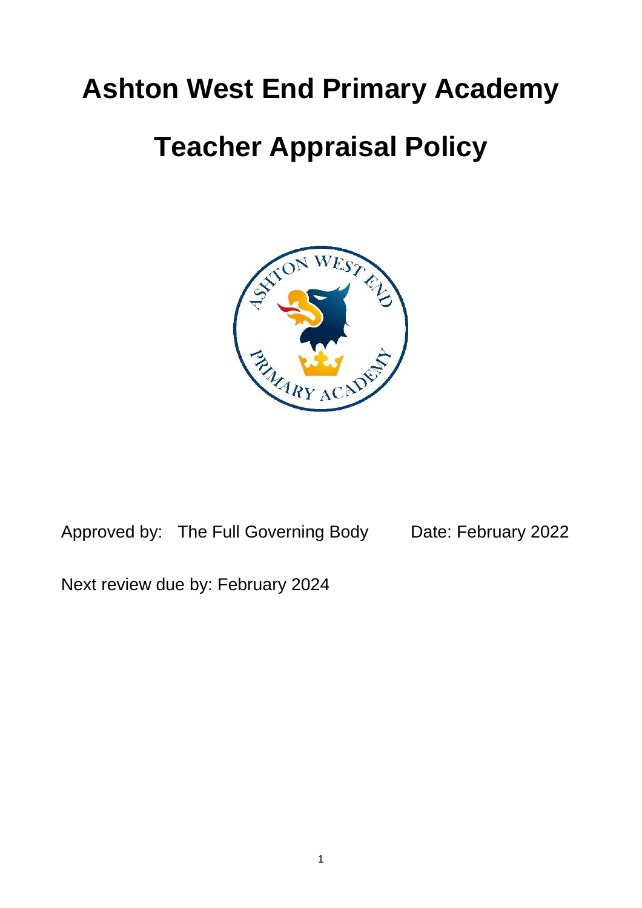# Ashton West End Primary Academy

# Teacher Appraisal Policy

Approved by: The Full Governing Body Date: February 2022

Next review due by: February 2024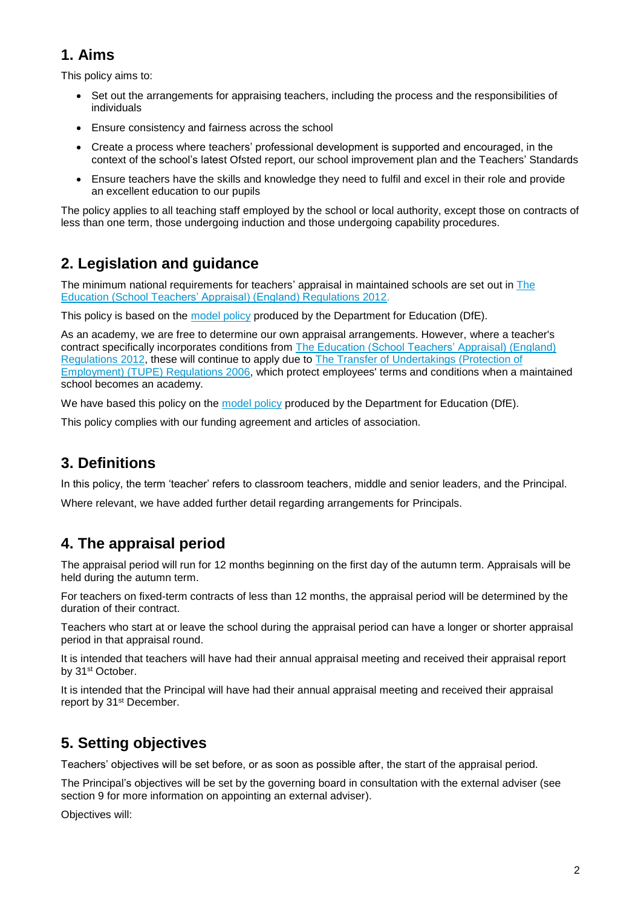## 1. Aims

This policy aims to:

- Set out the arrangements for appraising teachers, including the process and the responsibilities of individuals
- Ensure consistency and fairness across the school
- Create a process where teachers' professional development is supported and encouraged, in the context of the school's latest Ofsted report, our school improvement plan and the Teachers' Standards
- Ensure teachers have the skills and knowledge they need to fulfil and excel in their role and provide an excellent education to our pupils

The policy applies to all teaching staff employed by the school or local authority, except those on contracts of less than one term, those undergoing induction and those undergoing capability procedures.

## 2. Legislation and guidance

The minimum national requirements for teachers' appraisal in maintained schools are set out in The Education (School Teachers' Appraisal) (England) Regulations 2012.

This policy is based on the model policy produced by the Department for Education (DfE).

As an academy, we are free to determine our own appraisal arrangements. However, where a teacher's contract specifically incorporates conditions from The Education (School Teachers' Appraisal) (England) Regulations 2012, these will continue to apply due to The Transfer of Undertakings (Protection of Employment) (TUPE) Regulations 2006, which protect employees' terms and conditions when a maintained school becomes an academy.

We have based this policy on the model policy produced by the Department for Education (DfE).

This policy complies with our funding agreement and articles of association.

## 3. Definitions

In this policy, the term 'teacher' refers to classroom teachers, middle and senior leaders, and the Principal.

Where relevant, we have added further detail regarding arrangements for Principals.

## 4. The appraisal period

The appraisal period will run for 12 months beginning on the first day of the autumn term. Appraisals will be held during the autumn term.

For teachers on fixed-term contracts of less than 12 months, the appraisal period will be determined by the duration of their contract.

Teachers who start at or leave the school during the appraisal period can have a longer or shorter appraisal period in that appraisal round.

It is intended that teachers will have had their annual appraisal meeting and received their appraisal report by 31st October.

It is intended that the Principal will have had their annual appraisal meeting and received their appraisal report by 31st December.

## 5. Setting objectives

Teachers' objectives will be set before, or as soon as possible after, the start of the appraisal period.

The Principal's objectives will be set by the governing board in consultation with the external adviser (see section 9 for more information on appointing an external adviser).

Objectives will: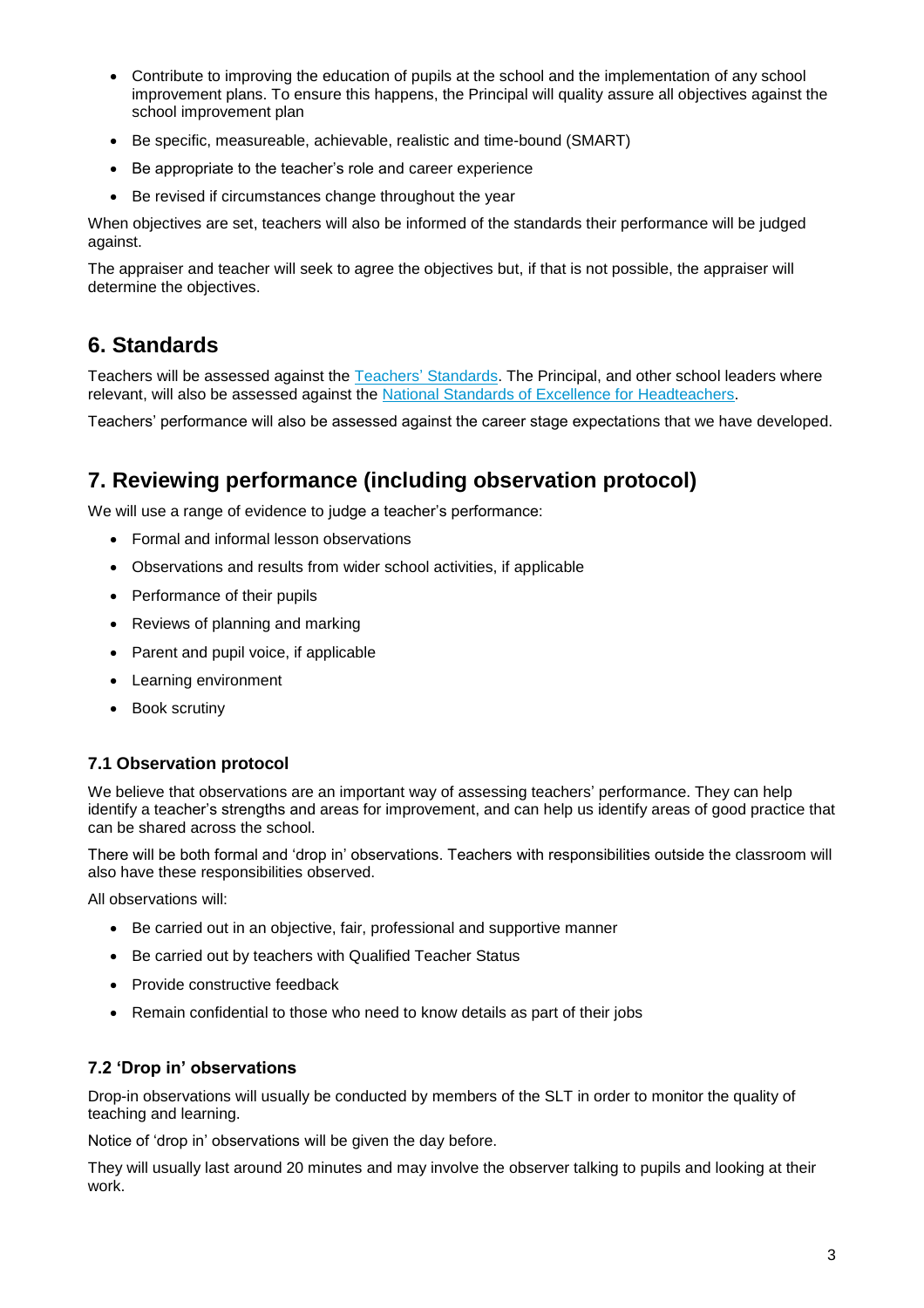- Contribute to improving the education of pupils at the school and the implementation of any school improvement plans. To ensure this happens, the Principal will quality assure all objectives against the school improvement plan
- Be specific, measureable, achievable, realistic and time-bound (SMART)
- Be appropriate to the teacher's role and career experience
- Be revised if circumstances change throughout the year

When objectives are set, teachers will also be informed of the standards their performance will be judged against.

The appraiser and teacher will seek to agree the objectives but, if that is not possible, the appraiser will determine the objectives.

## 6. Standards

Teachers will be assessed against the [Teachers' Standards](). The Principal, and other school leaders where relevant, will also be assessed against the [National Standards of Excellence for Headteachers]().

Teachers' performance will also be assessed against the career stage expectations that we have developed.

## 7. Reviewing performance (including observation protocol)

We will use a range of evidence to judge a teacher's performance:

- Formal and informal lesson observations
- Observations and results from wider school activities, if applicable
- Performance of their pupils
- Reviews of planning and marking
- Parent and pupil voice, if applicable
- Learning environment
- Book scrutiny

### 7.1 Observation protocol

We believe that observations are an important way of assessing teachers' performance. They can help identify a teacher's strengths and areas for improvement, and can help us identify areas of good practice that can be shared across the school.

There will be both formal and 'drop in' observations. Teachers with responsibilities outside the classroom will also have these responsibilities observed.

All observations will:

- Be carried out in an objective, fair, professional and supportive manner
- Be carried out by teachers with Qualified Teacher Status
- Provide constructive feedback
- Remain confidential to those who need to know details as part of their jobs

### 7.2 'Drop in' observations

Drop-in observations will usually be conducted by members of the SLT in order to monitor the quality of teaching and learning.

Notice of 'drop in' observations will be given the day before.

They will usually last around 20 minutes and may involve the observer talking to pupils and looking at their work.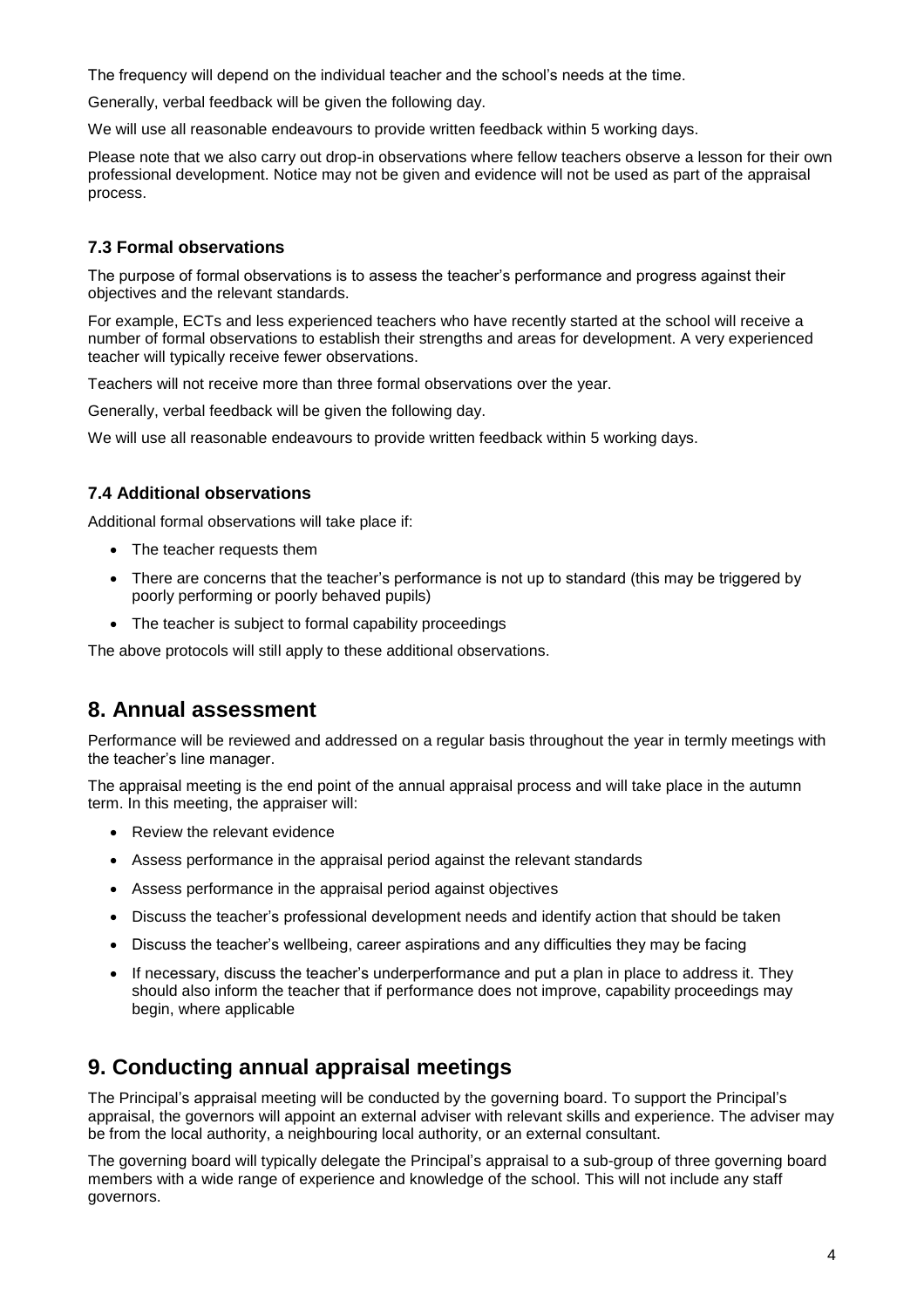The frequency will depend on the individual teacher and the school's needs at the time.

Generally, verbal feedback will be given the following day.

We will use all reasonable endeavours to provide written feedback within 5 working days.

Please note that we also carry out drop-in observations where fellow teachers observe a lesson for their own professional development. Notice may not be given and evidence will not be used as part of the appraisal process.

### 7.3 Formal observations

The purpose of formal observations is to assess the teacher's performance and progress against their objectives and the relevant standards.

For example, ECTs and less experienced teachers who have recently started at the school will receive a number of formal observations to establish their strengths and areas for development. A very experienced teacher will typically receive fewer observations.

Teachers will not receive more than three formal observations over the year.

Generally, verbal feedback will be given the following day.

We will use all reasonable endeavours to provide written feedback within 5 working days.

### 7.4 Additional observations

Additional formal observations will take place if:

- The teacher requests them
- There are concerns that the teacher's performance is not up to standard (this may be triggered by poorly performing or poorly behaved pupils)
- The teacher is subject to formal capability proceedings

The above protocols will still apply to these additional observations.

## 8. Annual assessment

Performance will be reviewed and addressed on a regular basis throughout the year in termly meetings with the teacher's line manager.

The appraisal meeting is the end point of the annual appraisal process and will take place in the autumn term. In this meeting, the appraiser will:

- Review the relevant evidence
- Assess performance in the appraisal period against the relevant standards
- Assess performance in the appraisal period against objectives
- Discuss the teacher's professional development needs and identify action that should be taken
- Discuss the teacher's wellbeing, career aspirations and any difficulties they may be facing
- If necessary, discuss the teacher's underperformance and put a plan in place to address it. They should also inform the teacher that if performance does not improve, capability proceedings may begin, where applicable

## 9. Conducting annual appraisal meetings

The Principal's appraisal meeting will be conducted by the governing board. To support the Principal's appraisal, the governors will appoint an external adviser with relevant skills and experience. The adviser may be from the local authority, a neighbouring local authority, or an external consultant.

The governing board will typically delegate the Principal's appraisal to a sub-group of three governing board members with a wide range of experience and knowledge of the school. This will not include any staff governors.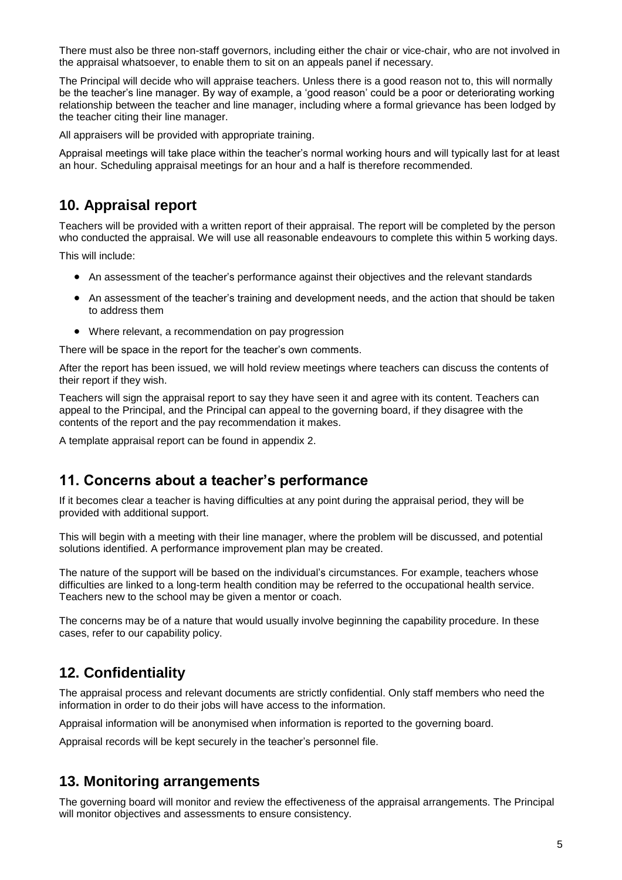There must also be three non-staff governors, including either the chair or vice-chair, who are not involved in the appraisal whatsoever, to enable them to sit on an appeals panel if necessary.

The Principal will decide who will appraise teachers. Unless there is a good reason not to, this will normally be the teacher's line manager. By way of example, a 'good reason' could be a poor or deteriorating working relationship between the teacher and line manager, including where a formal grievance has been lodged by the teacher citing their line manager.

All appraisers will be provided with appropriate training.

Appraisal meetings will take place within the teacher's normal working hours and will typically last for at least an hour. Scheduling appraisal meetings for an hour and a half is therefore recommended.

## 10. Appraisal report

Teachers will be provided with a written report of their appraisal. The report will be completed by the person who conducted the appraisal. We will use all reasonable endeavours to complete this within 5 working days.

This will include:

- An assessment of the teacher's performance against their objectives and the relevant standards
- An assessment of the teacher's training and development needs, and the action that should be taken to address them
- Where relevant, a recommendation on pay progression

There will be space in the report for the teacher's own comments.

After the report has been issued, we will hold review meetings where teachers can discuss the contents of their report if they wish.

Teachers will sign the appraisal report to say they have seen it and agree with its content. Teachers can appeal to the Principal, and the Principal can appeal to the governing board, if they disagree with the contents of the report and the pay recommendation it makes.

A template appraisal report can be found in appendix 2.

## 11. Concerns about a teacher's performance

If it becomes clear a teacher is having difficulties at any point during the appraisal period, they will be provided with additional support.

This will begin with a meeting with their line manager, where the problem will be discussed, and potential solutions identified. A performance improvement plan may be created.

The nature of the support will be based on the individual's circumstances. For example, teachers whose difficulties are linked to a long-term health condition may be referred to the occupational health service. Teachers new to the school may be given a mentor or coach.

The concerns may be of a nature that would usually involve beginning the capability procedure. In these cases, refer to our capability policy.

## 12. Confidentiality

The appraisal process and relevant documents are strictly confidential. Only staff members who need the information in order to do their jobs will have access to the information.

Appraisal information will be anonymised when information is reported to the governing board.

Appraisal records will be kept securely in the teacher's personnel file.

## 13. Monitoring arrangements

The governing board will monitor and review the effectiveness of the appraisal arrangements. The Principal will monitor objectives and assessments to ensure consistency.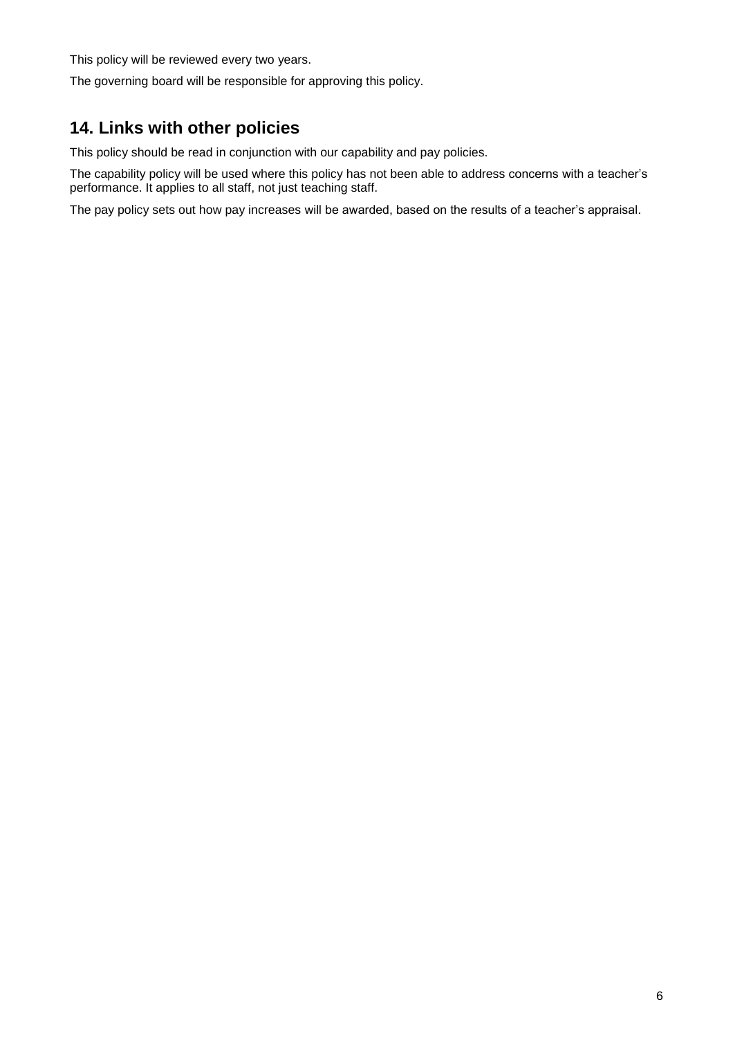This policy will be reviewed every two years.

The governing board will be responsible for approving this policy.

## 14. Links with other policies

This policy should be read in conjunction with our capability and pay policies.

The capability policy will be used where this policy has not been able to address concerns with a teacher's performance. It applies to all staff, not just teaching staff.

The pay policy sets out how pay increases will be awarded, based on the results of a teacher's appraisal.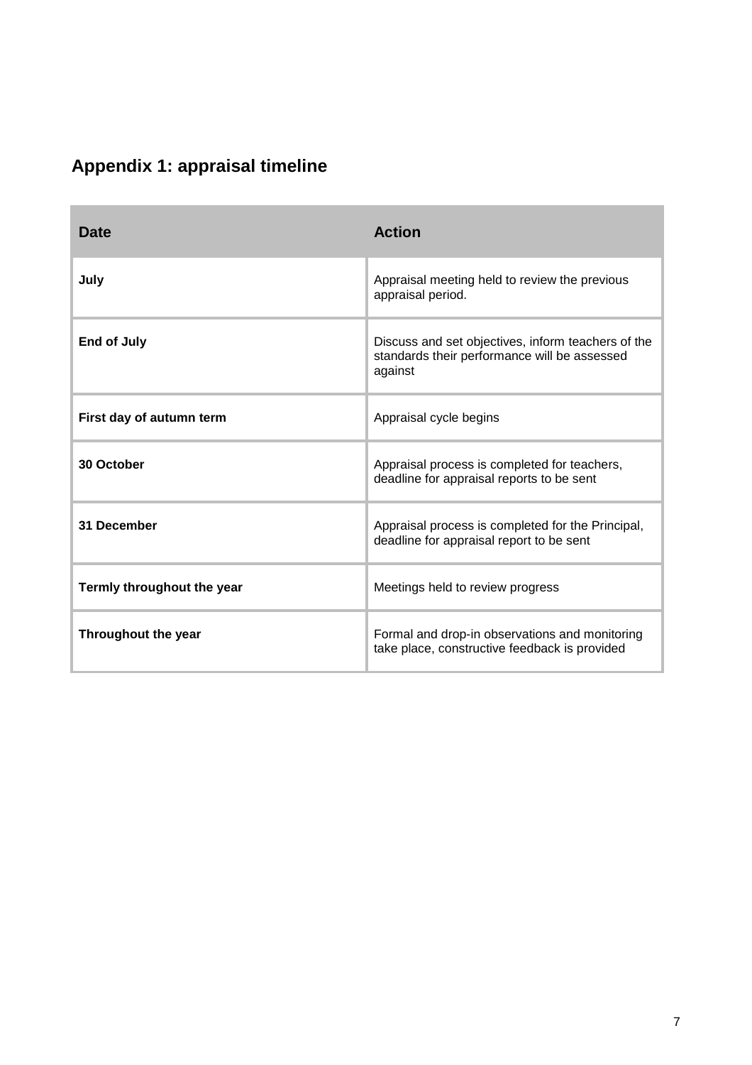## Appendix 1: appraisal timeline

| Date | Action |
| --- | --- |
| **July** | Appraisal meeting held to review the previous appraisal period. |
| **End of July** | Discuss and set objectives, inform teachers of the standards their performance will be assessed against |
| **First day of autumn term** | Appraisal cycle begins |
| **30 October** | Appraisal process is completed for teachers, deadline for appraisal reports to be sent |
| **31 December** | Appraisal process is completed for the Principal, deadline for appraisal report to be sent |
| **Termly throughout the year** | Meetings held to review progress |
| **Throughout the year** | Formal and drop-in observations and monitoring take place, constructive feedback is provided |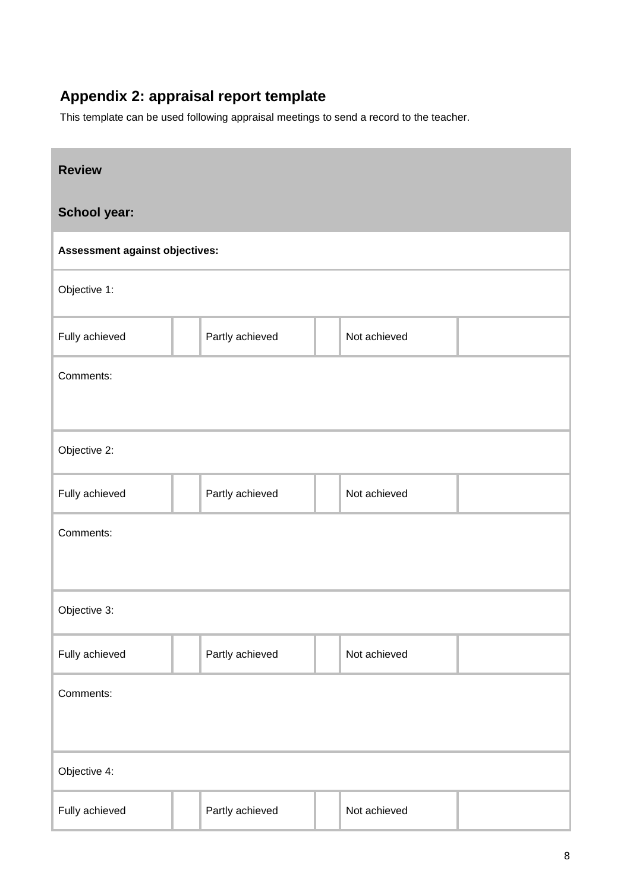## Appendix 2: appraisal report template

This template can be used following appraisal meetings to send a record to the teacher.

| **Review** | | | | | |
|---|---|---|---|---|---|
| **School year:** | | | | | |
| **Assessment against objectives:** | | | | | |
| Objective 1: | | | | | |
| Fully achieved | | Partly achieved | | Not achieved | |
| Comments: | | | | | |
| Objective 2: | | | | | |
| Fully achieved | | Partly achieved | | Not achieved | |
| Comments: | | | | | |
| Objective 3: | | | | | |
| Fully achieved | | Partly achieved | | Not achieved | |
| Comments: | | | | | |
| Objective 4: | | | | | |
| Fully achieved | | Partly achieved | | Not achieved | |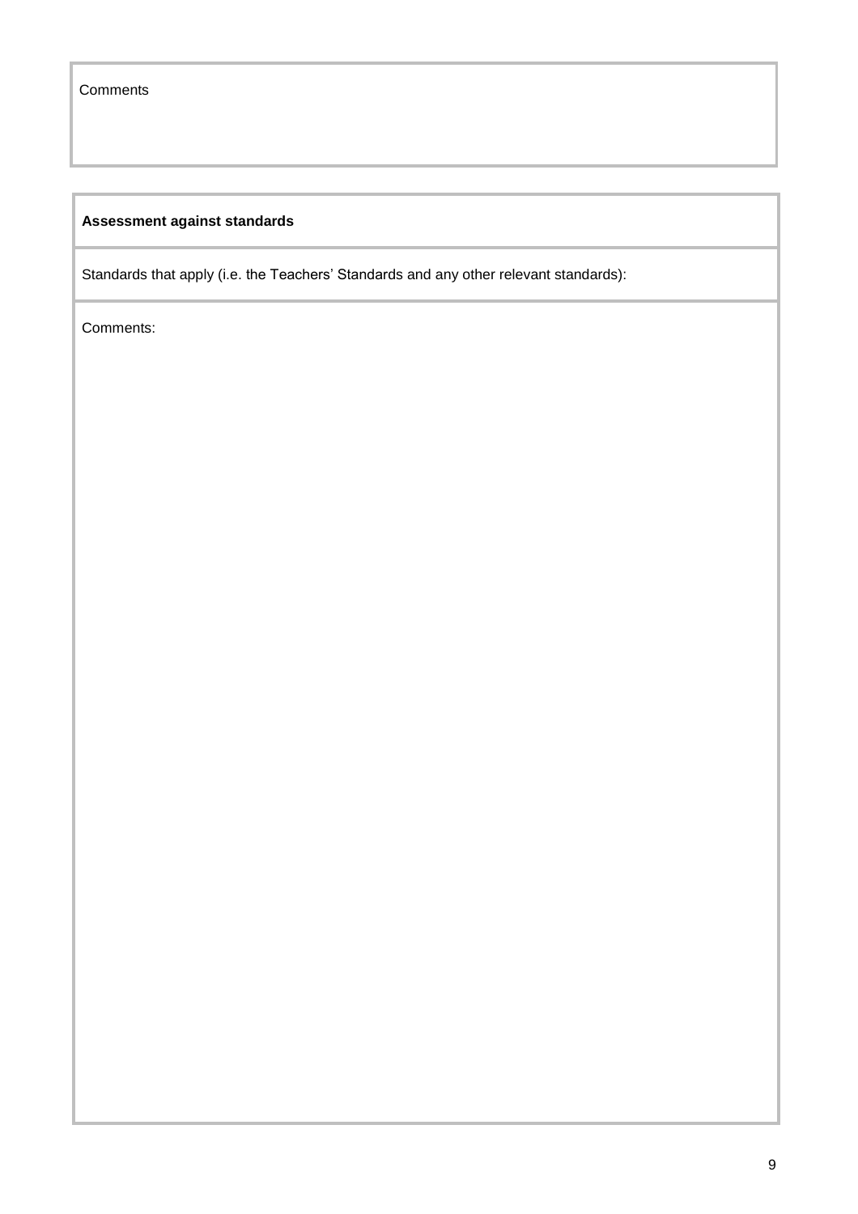| Comments |
| --- |

| **Assessment against standards** |
| --- |
| Standards that apply (i.e. the Teachers' Standards and any other relevant standards): |
| Comments: |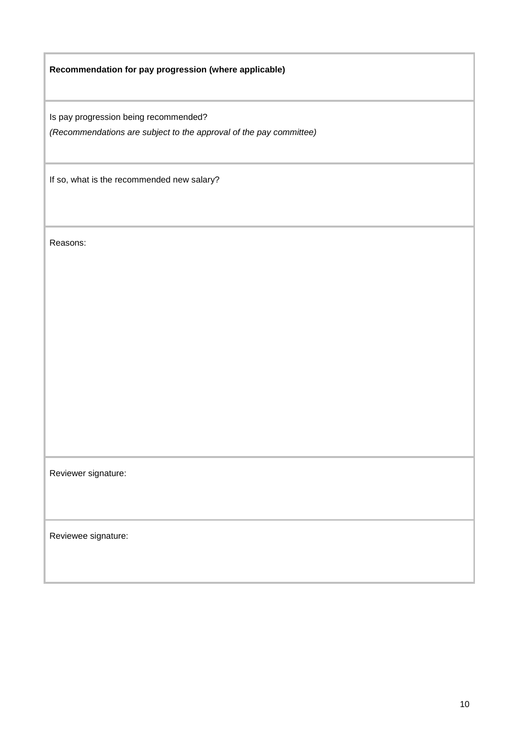| **Recommendation for pay progression (where applicable)** |
| --- |
| Is pay progression being recommended?<br>*(Recommendations are subject to the approval of the pay committee)* |
| If so, what is the recommended new salary? |
| Reasons: |
| Reviewer signature: |
| Reviewee signature: |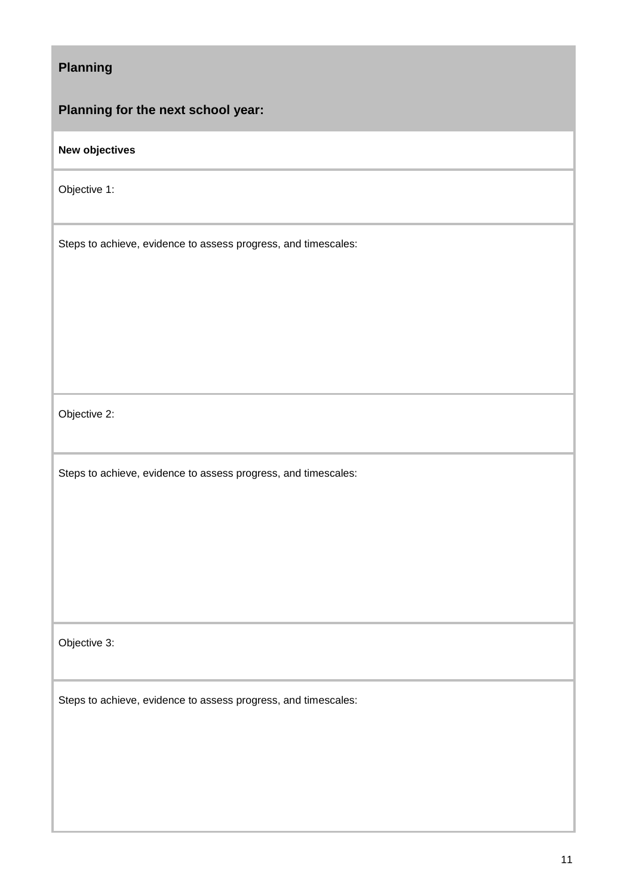## Planning

### Planning for the next school year:

**New objectives**

Objective 1:

Steps to achieve, evidence to assess progress, and timescales:

Objective 2:

Steps to achieve, evidence to assess progress, and timescales:

Objective 3:

Steps to achieve, evidence to assess progress, and timescales: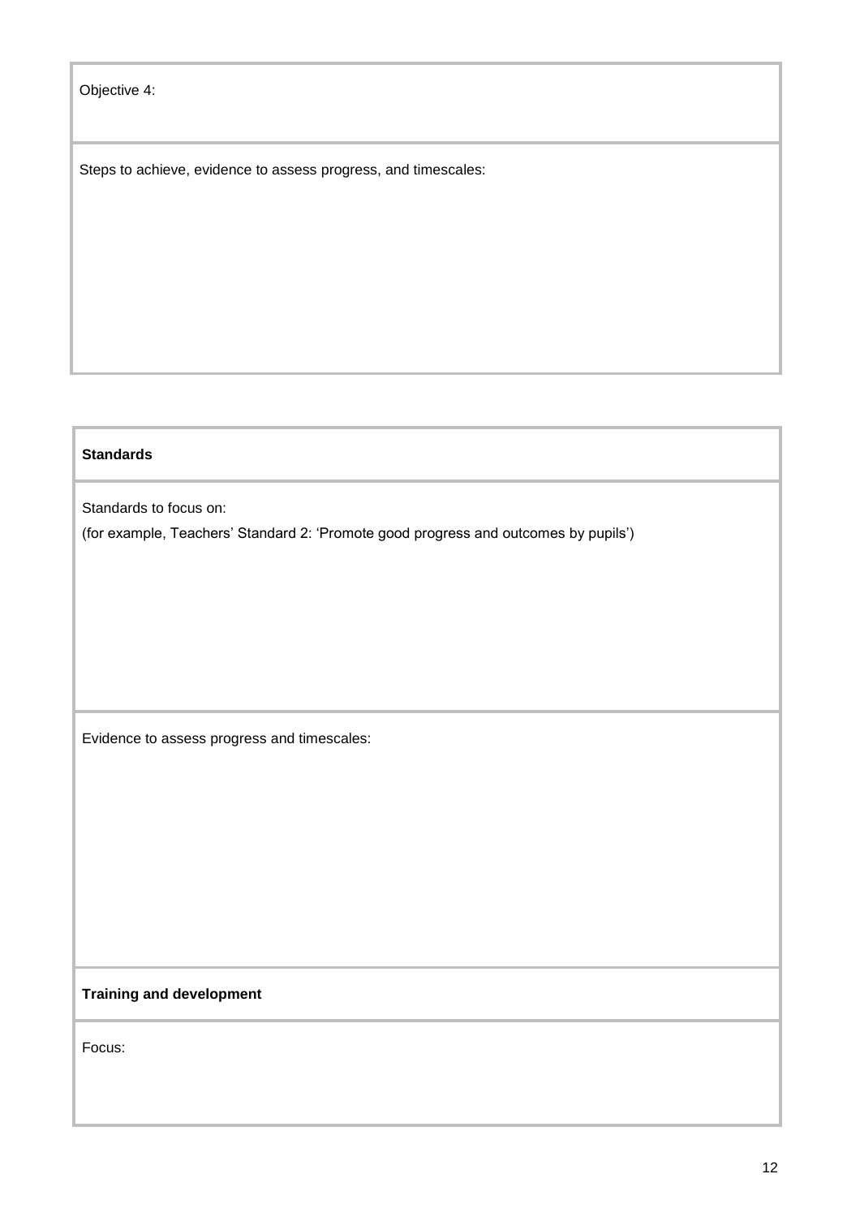| Objective 4: |
| --- |
| Steps to achieve, evidence to assess progress, and timescales: |

| **Standards** |
| --- |
| Standards to focus on:<br>(for example, Teachers' Standard 2: 'Promote good progress and outcomes by pupils') |
| Evidence to assess progress and timescales: |
| **Training and development** |
| Focus: |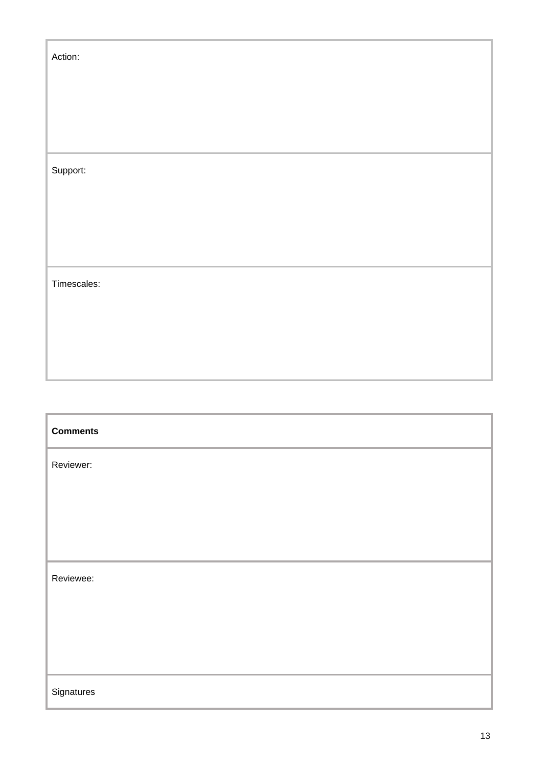| Action: |
| --- |
| Support: |
| Timescales: |

| **Comments** |
| --- |
| Reviewer: |
| Reviewee: |
| Signatures |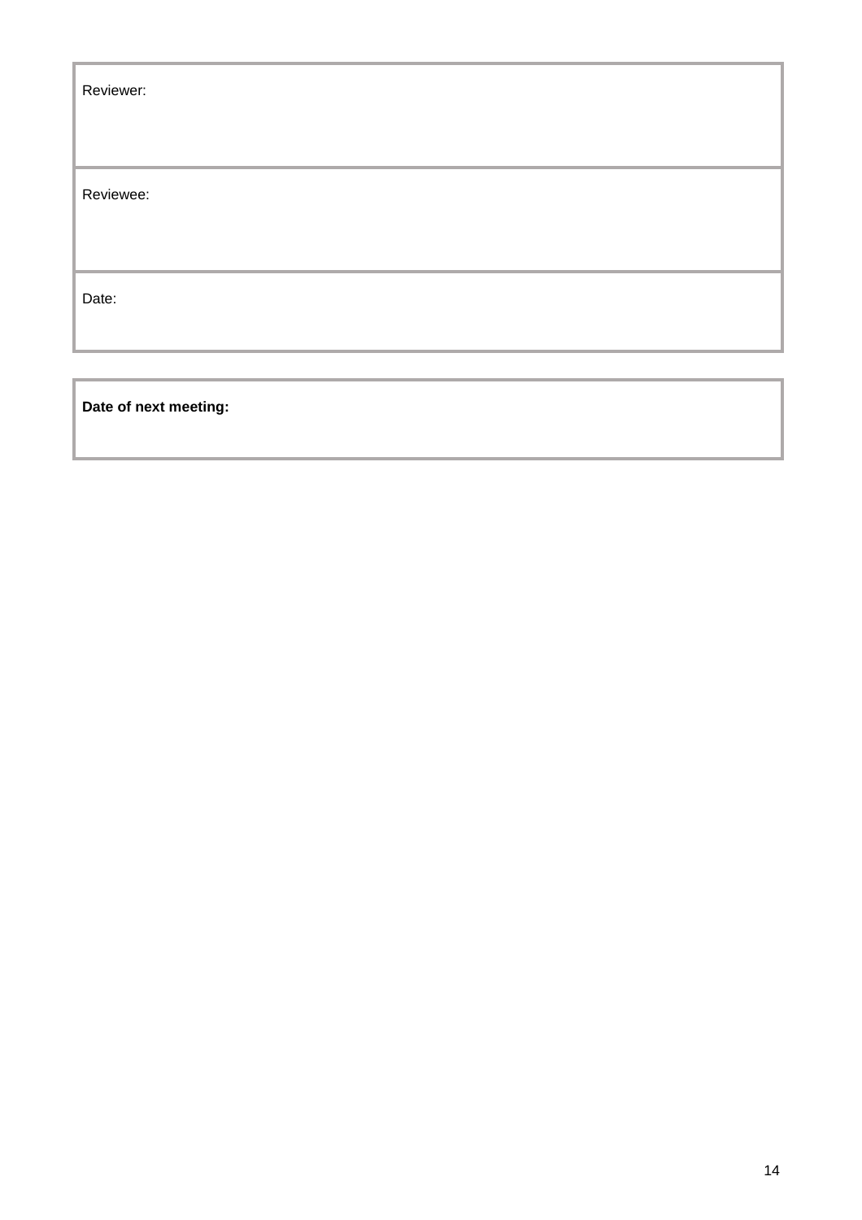| |
|---|
| Reviewer: |
| Reviewee: |
| Date: |

| |
|---|
| **Date of next meeting:** |